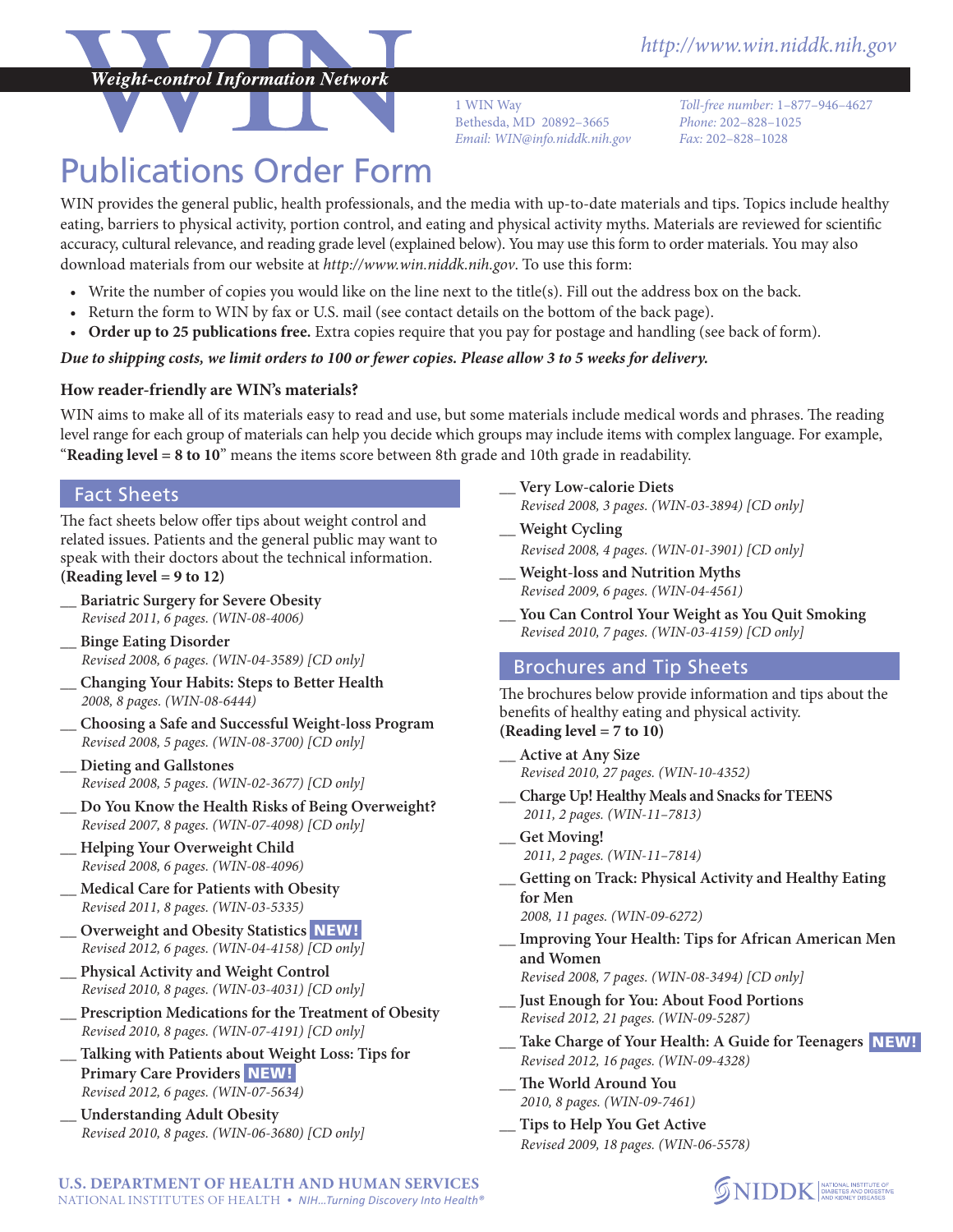# WIN

*Weight-control Information Network*

*http://www.win.niddk.nih.gov*

1 WIN Way
Bethesda, MD 20892–3665
*Email: WIN@info.niddk.nih.gov*

*Toll-free number:* 1–877–946–4627
*Phone:* 202–828–1025
*Fax:* 202–828–1028

# Publications Order Form

WIN provides the general public, health professionals, and the media with up-to-date materials and tips. Topics include healthy eating, barriers to physical activity, portion control, and eating and physical activity myths. Materials are reviewed for scientific accuracy, cultural relevance, and reading grade level (explained below). You may use this form to order materials. You may also download materials from our website at *http://www.win.niddk.nih.gov*. To use this form:

- Write the number of copies you would like on the line next to the title(s). Fill out the address box on the back.
- Return the form to WIN by fax or U.S. mail (see contact details on the bottom of the back page).
- **Order up to 25 publications free.** Extra copies require that you pay for postage and handling (see back of form).

***Due to shipping costs, we limit orders to 100 or fewer copies. Please allow 3 to 5 weeks for delivery.***

### How reader-friendly are WIN's materials?

WIN aims to make all of its materials easy to read and use, but some materials include medical words and phrases. The reading level range for each group of materials can help you decide which groups may include items with complex language. For example, "**Reading level = 8 to 10**" means the items score between 8th grade and 10th grade in readability.

## Fact Sheets

The fact sheets below offer tips about weight control and related issues. Patients and the general public may want to speak with their doctors about the technical information. **(Reading level = 9 to 12)**

__ **Bariatric Surgery for Severe Obesity**
*Revised 2011, 6 pages. (WIN-08-4006)*

__ **Binge Eating Disorder**
*Revised 2008, 6 pages. (WIN-04-3589) [CD only]*

__ **Changing Your Habits: Steps to Better Health**
*2008, 8 pages. (WIN-08-6444)*

__ **Choosing a Safe and Successful Weight-loss Program**
*Revised 2008, 5 pages. (WIN-08-3700) [CD only]*

__ **Dieting and Gallstones**
*Revised 2008, 5 pages. (WIN-02-3677) [CD only]*

__ **Do You Know the Health Risks of Being Overweight?**
*Revised 2007, 8 pages. (WIN-07-4098) [CD only]*

__ **Helping Your Overweight Child**
*Revised 2008, 6 pages. (WIN-08-4096)*

__ **Medical Care for Patients with Obesity**
*Revised 2011, 8 pages. (WIN-03-5335)*

__ **Overweight and Obesity Statistics** **NEW!**
*Revised 2012, 6 pages. (WIN-04-4158) [CD only]*

__ **Physical Activity and Weight Control**
*Revised 2010, 8 pages. (WIN-03-4031) [CD only]*

__ **Prescription Medications for the Treatment of Obesity**
*Revised 2010, 8 pages. (WIN-07-4191) [CD only]*

__ **Talking with Patients about Weight Loss: Tips for Primary Care Providers** **NEW!**
*Revised 2012, 6 pages. (WIN-07-5634)*

__ **Understanding Adult Obesity**
*Revised 2010, 8 pages. (WIN-06-3680) [CD only]*

__ **Very Low-calorie Diets**
*Revised 2008, 3 pages. (WIN-03-3894) [CD only]*

__ **Weight Cycling**
*Revised 2008, 4 pages. (WIN-01-3901) [CD only]*

__ **Weight-loss and Nutrition Myths**
*Revised 2009, 6 pages. (WIN-04-4561)*

__ **You Can Control Your Weight as You Quit Smoking**
*Revised 2010, 7 pages. (WIN-03-4159) [CD only]*

## Brochures and Tip Sheets

The brochures below provide information and tips about the benefits of healthy eating and physical activity.
**(Reading level = 7 to 10)**

__ **Active at Any Size**
*Revised 2010, 27 pages. (WIN-10-4352)*

__ **Charge Up! Healthy Meals and Snacks for TEENS**
*2011, 2 pages. (WIN-11–7813)*

__ **Get Moving!**
*2011, 2 pages. (WIN-11–7814)*

__ **Getting on Track: Physical Activity and Healthy Eating for Men**
*2008, 11 pages. (WIN-09-6272)*

__ **Improving Your Health: Tips for African American Men and Women**
*Revised 2008, 7 pages. (WIN-08-3494) [CD only]*

__ **Just Enough for You: About Food Portions**
*Revised 2012, 21 pages. (WIN-09-5287)*

__ **Take Charge of Your Health: A Guide for Teenagers** **NEW!**
*Revised 2012, 16 pages. (WIN-09-4328)*

__ **The World Around You**
*2010, 8 pages. (WIN-09-7461)*

__ **Tips to Help You Get Active**
*Revised 2009, 18 pages. (WIN-06-5578)*

**U.S. DEPARTMENT OF HEALTH AND HUMAN SERVICES**
NATIONAL INSTITUTES OF HEALTH • *NIH...Turning Discovery Into Health®*

NIDDK | NATIONAL INSTITUTE OF DIABETES AND DIGESTIVE AND KIDNEY DISEASES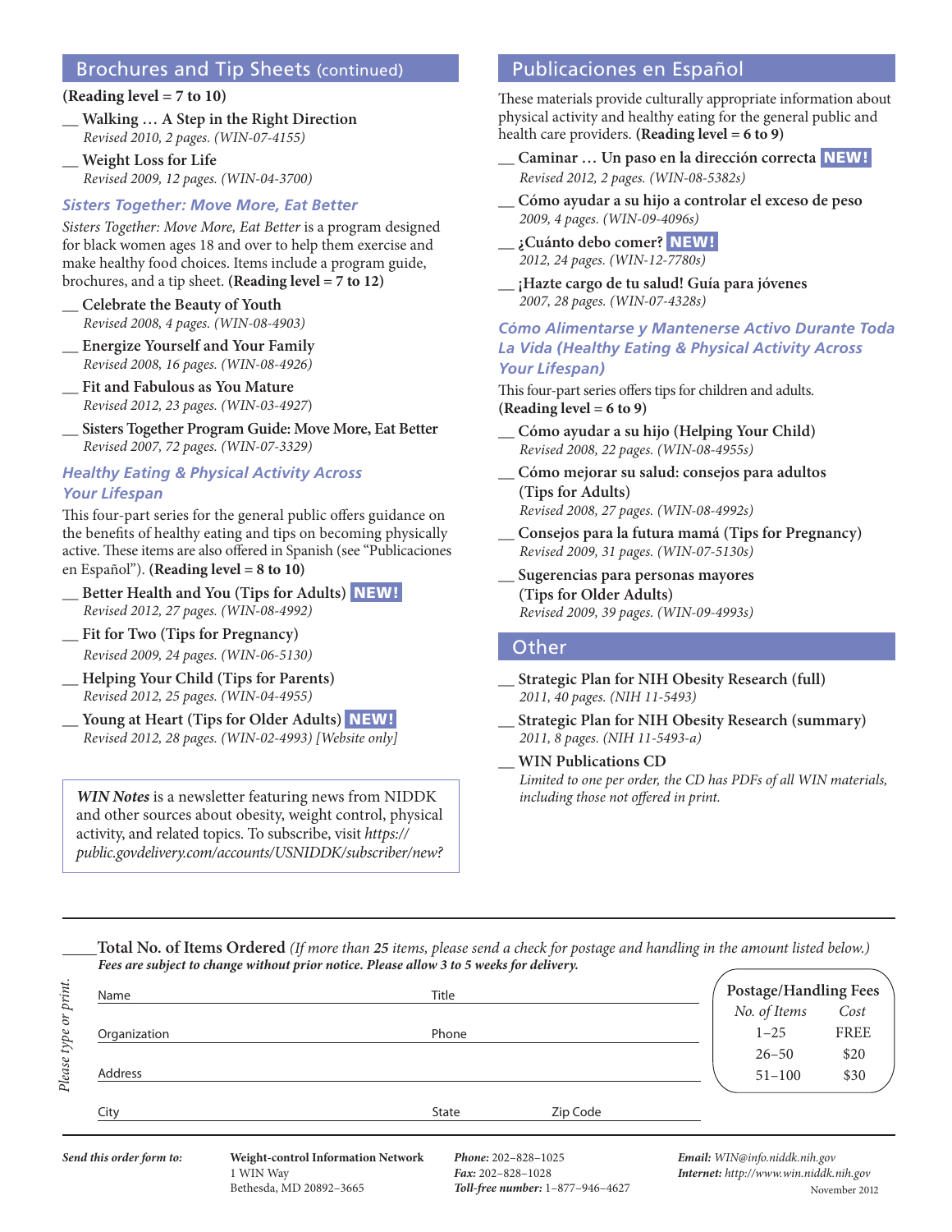## Brochures and Tip Sheets (continued)

**(Reading level = 7 to 10)**

- __ **Walking … A Step in the Right Direction**
  *Revised 2010, 2 pages. (WIN-07-4155)*
- __ **Weight Loss for Life**
  *Revised 2009, 12 pages. (WIN-04-3700)*

### Sisters Together: Move More, Eat Better

*Sisters Together: Move More, Eat Better* is a program designed for black women ages 18 and over to help them exercise and make healthy food choices. Items include a program guide, brochures, and a tip sheet. **(Reading level = 7 to 12)**

- __ **Celebrate the Beauty of Youth**
  *Revised 2008, 4 pages. (WIN-08-4903)*
- __ **Energize Yourself and Your Family**
  *Revised 2008, 16 pages. (WIN-08-4926)*
- __ **Fit and Fabulous as You Mature**
  *Revised 2012, 23 pages. (WIN-03-4927)*
- __ **Sisters Together Program Guide: Move More, Eat Better**
  *Revised 2007, 72 pages. (WIN-07-3329)*

### Healthy Eating & Physical Activity Across Your Lifespan

This four-part series for the general public offers guidance on the benefits of healthy eating and tips on becoming physically active. These items are also offered in Spanish (see "Publicaciones en Español"). **(Reading level = 8 to 10)**

- __ **Better Health and You (Tips for Adults)** **NEW!**
  *Revised 2012, 27 pages. (WIN-08-4992)*
- __ **Fit for Two (Tips for Pregnancy)**
  *Revised 2009, 24 pages. (WIN-06-5130)*
- __ **Helping Your Child (Tips for Parents)**
  *Revised 2012, 25 pages. (WIN-04-4955)*
- __ **Young at Heart (Tips for Older Adults)** **NEW!**
  *Revised 2012, 28 pages. (WIN-02-4993) [Website only]*

***WIN Notes*** is a newsletter featuring news from NIDDK and other sources about obesity, weight control, physical activity, and related topics. To subscribe, visit *https://public.govdelivery.com/accounts/USNIDDK/subscriber/new?*

## Publicaciones en Español

These materials provide culturally appropriate information about physical activity and healthy eating for the general public and health care providers. **(Reading level = 6 to 9)**

- __ **Caminar … Un paso en la dirección correcta** **NEW!**
  *Revised 2012, 2 pages. (WIN-08-5382s)*
- __ **Cómo ayudar a su hijo a controlar el exceso de peso**
  *2009, 4 pages. (WIN-09-4096s)*
- __ **¿Cuánto debo comer?** **NEW!**
  *2012, 24 pages. (WIN-12-7780s)*
- __ **¡Hazte cargo de tu salud! Guía para jóvenes**
  *2007, 28 pages. (WIN-07-4328s)*

### Cómo Alimentarse y Mantenerse Activo Durante Toda La Vida (Healthy Eating & Physical Activity Across Your Lifespan)

This four-part series offers tips for children and adults. **(Reading level = 6 to 9)**

- __ **Cómo ayudar a su hijo (Helping Your Child)**
  *Revised 2008, 22 pages. (WIN-08-4955s)*
- __ **Cómo mejorar su salud: consejos para adultos (Tips for Adults)**
  *Revised 2008, 27 pages. (WIN-08-4992s)*
- __ **Consejos para la futura mamá (Tips for Pregnancy)**
  *Revised 2009, 31 pages. (WIN-07-5130s)*
- __ **Sugerencias para personas mayores (Tips for Older Adults)**
  *Revised 2009, 39 pages. (WIN-09-4993s)*

## Other

- __ **Strategic Plan for NIH Obesity Research (full)**
  *2011, 40 pages. (NIH 11-5493)*
- __ **Strategic Plan for NIH Obesity Research (summary)**
  *2011, 8 pages. (NIH 11-5493-a)*
- __ **WIN Publications CD**
  *Limited to one per order, the CD has PDFs of all WIN materials, including those not offered in print.*

____**Total No. of Items Ordered** *(If more than 25 items, please send a check for postage and handling in the amount listed below.)*
***Fees are subject to change without prior notice. Please allow 3 to 5 weeks for delivery.***

*Please type or print.*

Name ____________________ Title ____________________

Organization ____________________ Phone ____________________

Address ________________________________________

City ____________________ State __________ Zip Code __________

**Postage/Handling Fees**

| *No. of Items* | *Cost* |
|---|---|
| 1–25 | FREE |
| 26–50 | $20 |
| 51–100 | $30 |

***Send this order form to:***

**Weight-control Information Network**
1 WIN Way
Bethesda, MD 20892–3665

***Phone:*** 202–828–1025
***Fax:*** 202–828–1028
***Toll-free number:*** 1–877–946–4627

***Email:*** *WIN@info.niddk.nih.gov*
***Internet:*** *http://www.win.niddk.nih.gov*

November 2012